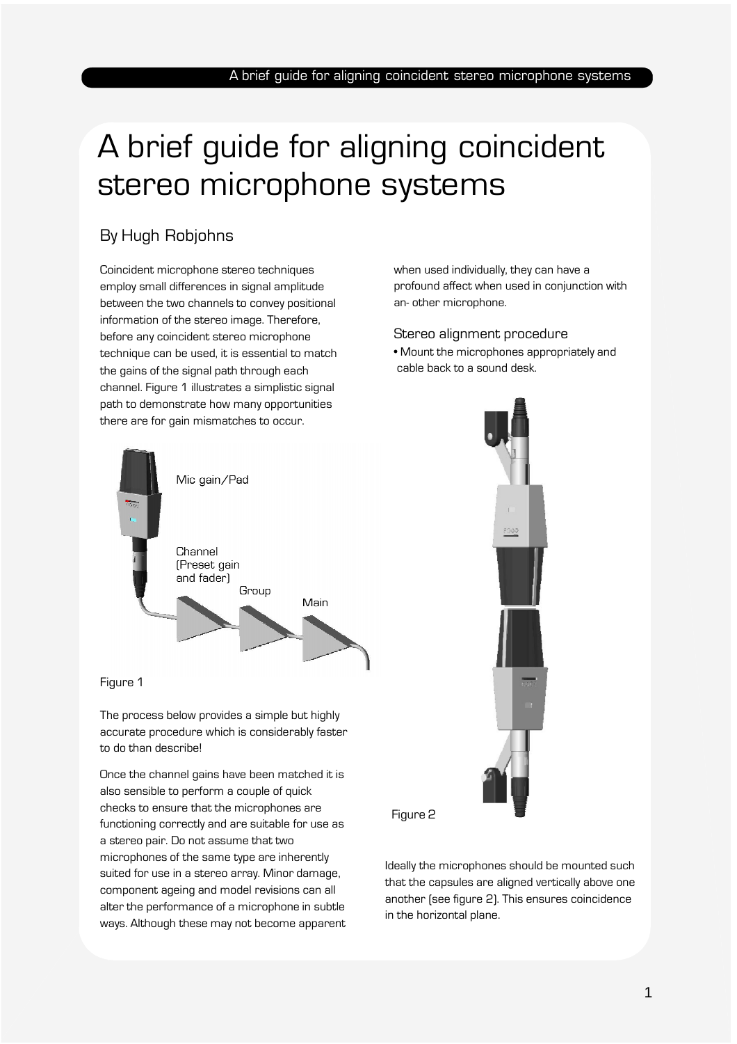# A brief guide for aligning coincident stereo microphone systems

## By Hugh Robjohns

Coincident microphone stereo techniques employ small differences in signal amplitude between the two channels to convey positional information of the stereo image. Therefore, before any coincident stereo microphone technique can be used, it is essential to match the gains of the signal path through each channel. Figure 1 illustrates a simplistic signal path to demonstrate how many opportunities there are for gain mismatches to occur.

Mic gain/Pad

Channel (Preset gain and fader)

Group

Main

Figure 1

The process below provides a simple but highly accurate procedure which is considerably faster to do than describe!

Once the channel gains have been matched it is also sensible to perform a couple of quick checks to ensure that the microphones are functioning correctly and are suitable for use as a stereo pair. Do not assume that two microphones of the same type are inherently suited for use in a stereo array. Minor damage, component ageing and model revisions can all alter the performance of a microphone in subtle ways. Although these may not become apparent when used individually, they can have a profound affect when used in conjunction with an- other microphone.

### Stereo alignment procedure

- Mount the microphones appropriately and cable back to a sound desk.

Figure 2

Ideally the microphones should be mounted such that the capsules are aligned vertically above one another (see figure 2). This ensures coincidence in the horizontal plane.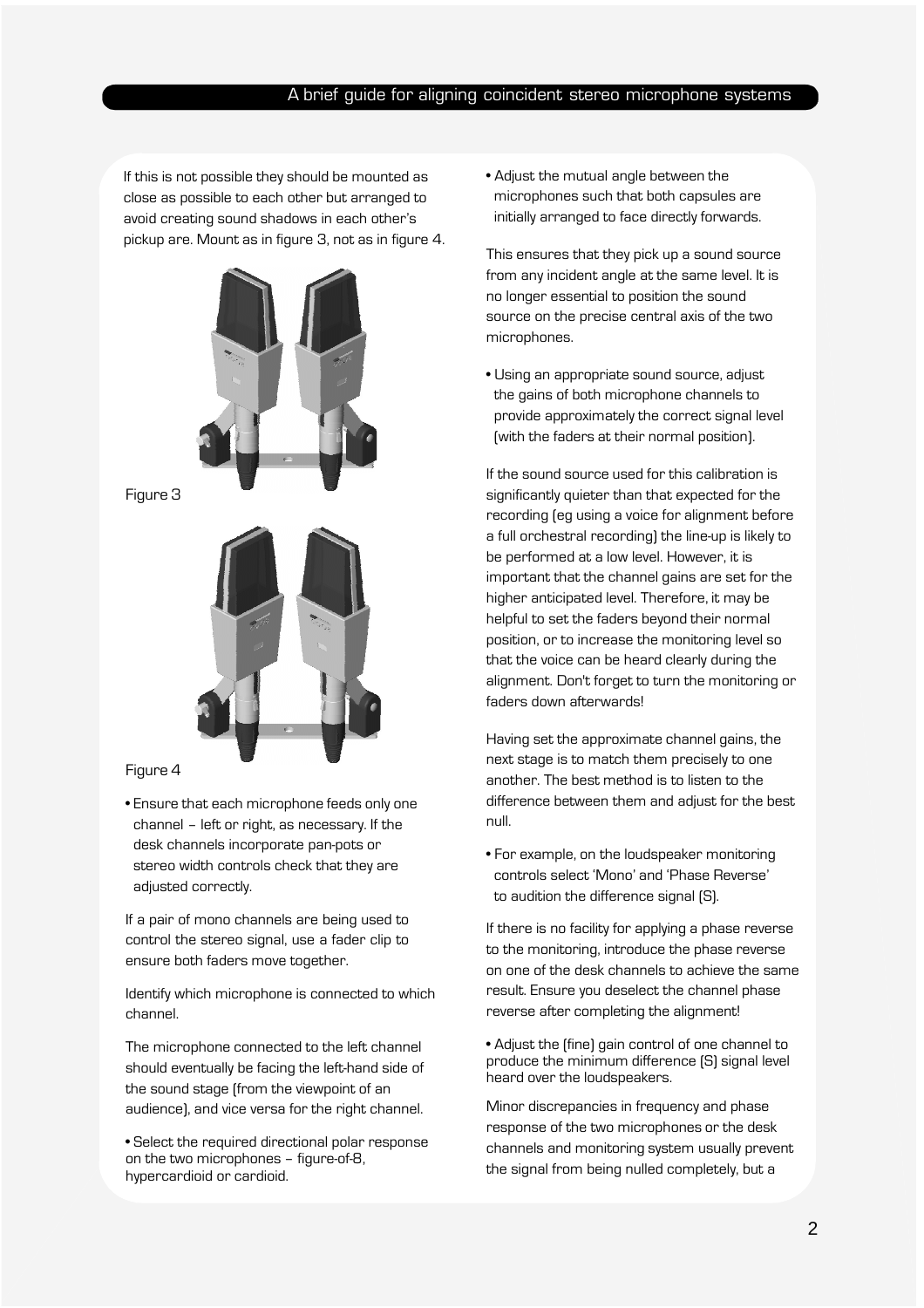If this is not possible they should be mounted as close as possible to each other but arranged to avoid creating sound shadows in each other's pickup are. Mount as in figure 3, not as in figure 4.

Figure 3

Figure 4

- Ensure that each microphone feeds only one channel – left or right, as necessary. If the desk channels incorporate pan-pots or stereo width controls check that they are adjusted correctly.

If a pair of mono channels are being used to control the stereo signal, use a fader clip to ensure both faders move together.

Identify which microphone is connected to which channel.

The microphone connected to the left channel should eventually be facing the left-hand side of the sound stage (from the viewpoint of an audience), and vice versa for the right channel.

- Select the required directional polar response on the two microphones – figure-of-8, hypercardioid or cardioid.

- Adjust the mutual angle between the microphones such that both capsules are initially arranged to face directly forwards.

This ensures that they pick up a sound source from any incident angle at the same level. It is no longer essential to position the sound source on the precise central axis of the two microphones.

- Using an appropriate sound source, adjust the gains of both microphone channels to provide approximately the correct signal level (with the faders at their normal position).

If the sound source used for this calibration is significantly quieter than that expected for the recording (eg using a voice for alignment before a full orchestral recording) the line-up is likely to be performed at a low level. However, it is important that the channel gains are set for the higher anticipated level. Therefore, it may be helpful to set the faders beyond their normal position, or to increase the monitoring level so that the voice can be heard clearly during the alignment. Don't forget to turn the monitoring or faders down afterwards!

Having set the approximate channel gains, the next stage is to match them precisely to one another. The best method is to listen to the difference between them and adjust for the best null.

- For example, on the loudspeaker monitoring controls select 'Mono' and 'Phase Reverse' to audition the difference signal (S).

If there is no facility for applying a phase reverse to the monitoring, introduce the phase reverse on one of the desk channels to achieve the same result. Ensure you deselect the channel phase reverse after completing the alignment!

- Adjust the (fine) gain control of one channel to produce the minimum difference (S) signal level heard over the loudspeakers.

Minor discrepancies in frequency and phase response of the two microphones or the desk channels and monitoring system usually prevent the signal from being nulled completely, but a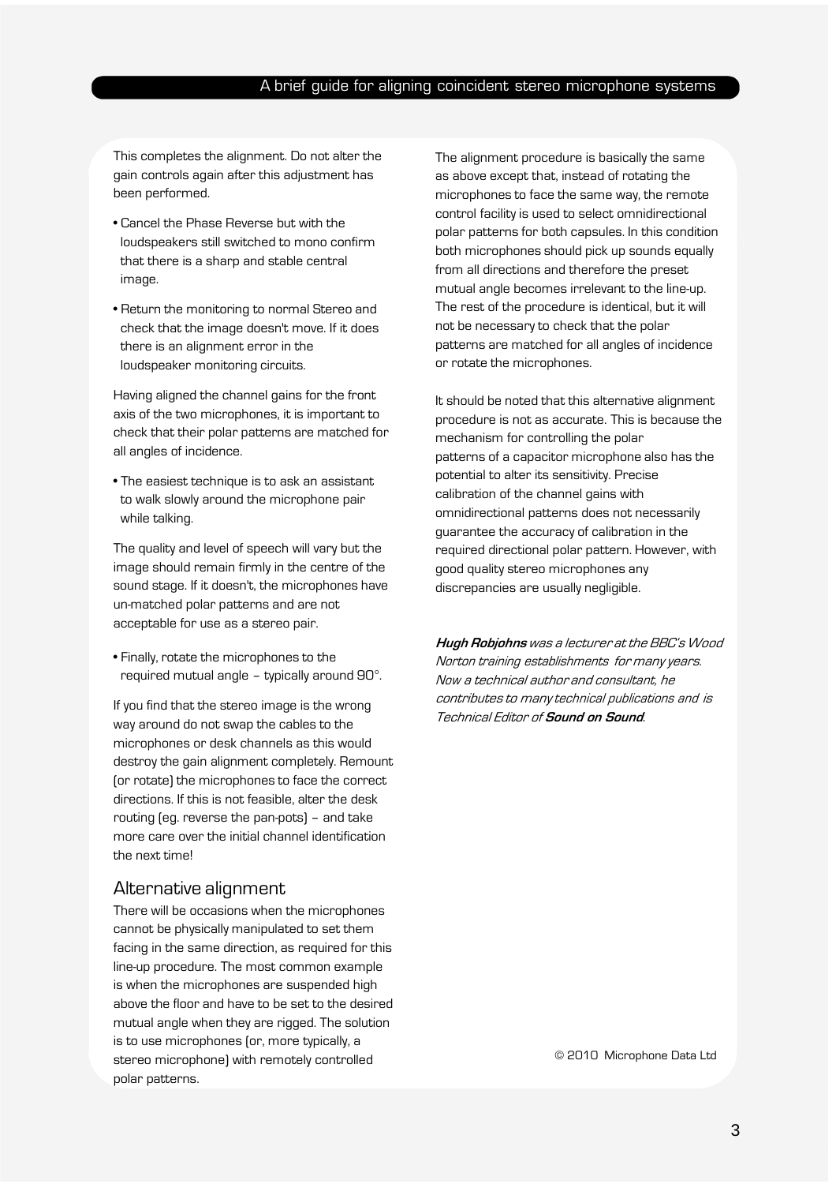This completes the alignment. Do not alter the gain controls again after this adjustment has been performed.

- Cancel the Phase Reverse but with the loudspeakers still switched to mono confirm that there is a sharp and stable central image.
- Return the monitoring to normal Stereo and check that the image doesn't move. If it does there is an alignment error in the loudspeaker monitoring circuits.

Having aligned the channel gains for the front axis of the two microphones, it is important to check that their polar patterns are matched for all angles of incidence.

- The easiest technique is to ask an assistant to walk slowly around the microphone pair while talking.

The quality and level of speech will vary but the image should remain firmly in the centre of the sound stage. If it doesn't, the microphones have un-matched polar patterns and are not acceptable for use as a stereo pair.

- Finally, rotate the microphones to the required mutual angle – typically around 90°.

If you find that the stereo image is the wrong way around do not swap the cables to the microphones or desk channels as this would destroy the gain alignment completely. Remount (or rotate) the microphones to face the correct directions. If this is not feasible, alter the desk routing (eg. reverse the pan-pots) – and take more care over the initial channel identification the next time!

## Alternative alignment

There will be occasions when the microphones cannot be physically manipulated to set them facing in the same direction, as required for this line-up procedure. The most common example is when the microphones are suspended high above the floor and have to be set to the desired mutual angle when they are rigged. The solution is to use microphones (or, more typically, a stereo microphone) with remotely controlled polar patterns.

The alignment procedure is basically the same as above except that, instead of rotating the microphones to face the same way, the remote control facility is used to select omnidirectional polar patterns for both capsules. In this condition both microphones should pick up sounds equally from all directions and therefore the preset mutual angle becomes irrelevant to the line-up. The rest of the procedure is identical, but it will not be necessary to check that the polar patterns are matched for all angles of incidence or rotate the microphones.

It should be noted that this alternative alignment procedure is not as accurate. This is because the mechanism for controlling the polar patterns of a capacitor microphone also has the potential to alter its sensitivity. Precise calibration of the channel gains with omnidirectional patterns does not necessarily guarantee the accuracy of calibration in the required directional polar pattern. However, with good quality stereo microphones any discrepancies are usually negligible.

***Hugh Robjohns*** *was a lecturer at the BBC's Wood Norton training establishments for many years. Now a technical author and consultant, he contributes to many technical publications and is Technical Editor of* ***Sound on Sound****.*

© 2010 Microphone Data Ltd